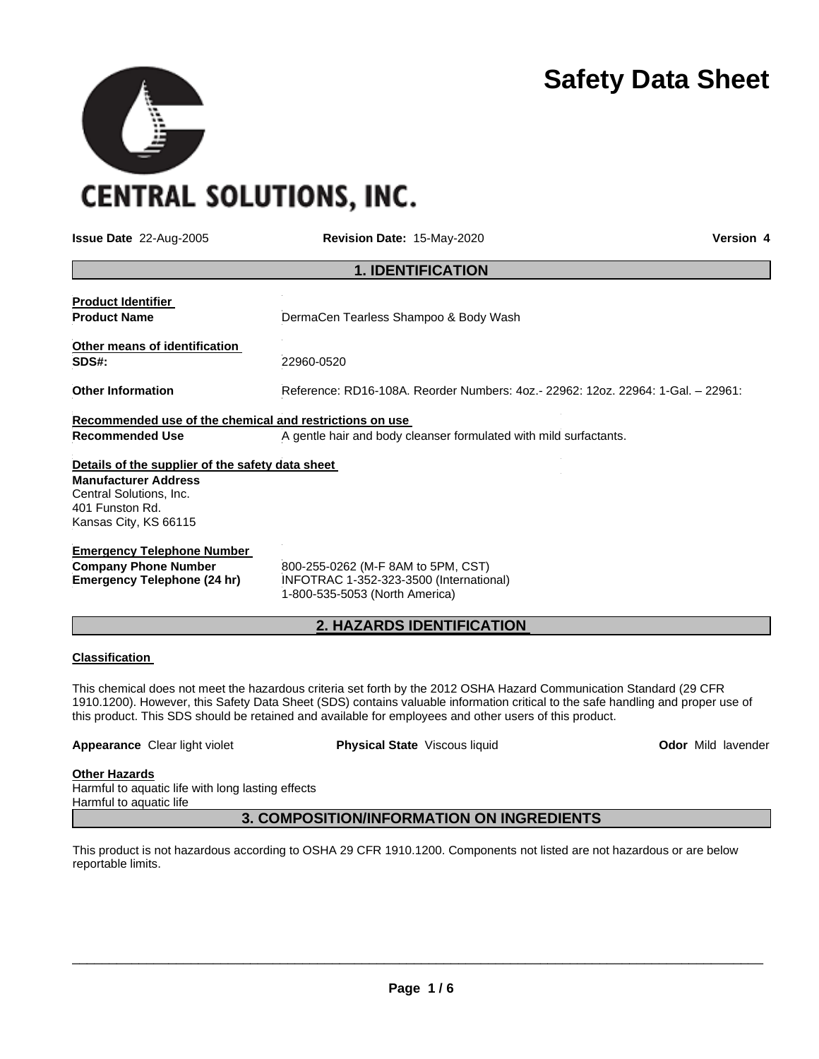# Safety Data Sheet

**CENTRAL SOLUTIONS, INC.**

**Issue Date** 22-Aug-2005 **Revision Date:** 15-May-2020 **Version 4**

## 1. IDENTIFICATION

**Product Identifier**

**Product Name** DermaCen Tearless Shampoo & Body Wash

**Other means of identification**

**SDS#:** 22960-0520

**Other Information** Reference: RD16-108A. Reorder Numbers: 4oz.- 22962: 12oz. 22964: 1-Gal. – 22961:

**Recommended use of the chemical and restrictions on use**

**Recommended Use** A gentle hair and body cleanser formulated with mild surfactants.

**Details of the supplier of the safety data sheet**

**Manufacturer Address**
Central Solutions, Inc.
401 Funston Rd.
Kansas City, KS 66115

**Emergency Telephone Number**

**Company Phone Number** 800-255-0262 (M-F 8AM to 5PM, CST)

**Emergency Telephone (24 hr)** INFOTRAC 1-352-323-3500 (International)
1-800-535-5053 (North America)

## 2. HAZARDS IDENTIFICATION

**Classification**

This chemical does not meet the hazardous criteria set forth by the 2012 OSHA Hazard Communication Standard (29 CFR 1910.1200). However, this Safety Data Sheet (SDS) contains valuable information critical to the safe handling and proper use of this product. This SDS should be retained and available for employees and other users of this product.

**Appearance** Clear light violet **Physical State** Viscous liquid **Odor** Mild lavender

**Other Hazards**
Harmful to aquatic life with long lasting effects
Harmful to aquatic life

## 3. COMPOSITION/INFORMATION ON INGREDIENTS

This product is not hazardous according to OSHA 29 CFR 1910.1200. Components not listed are not hazardous or are below reportable limits.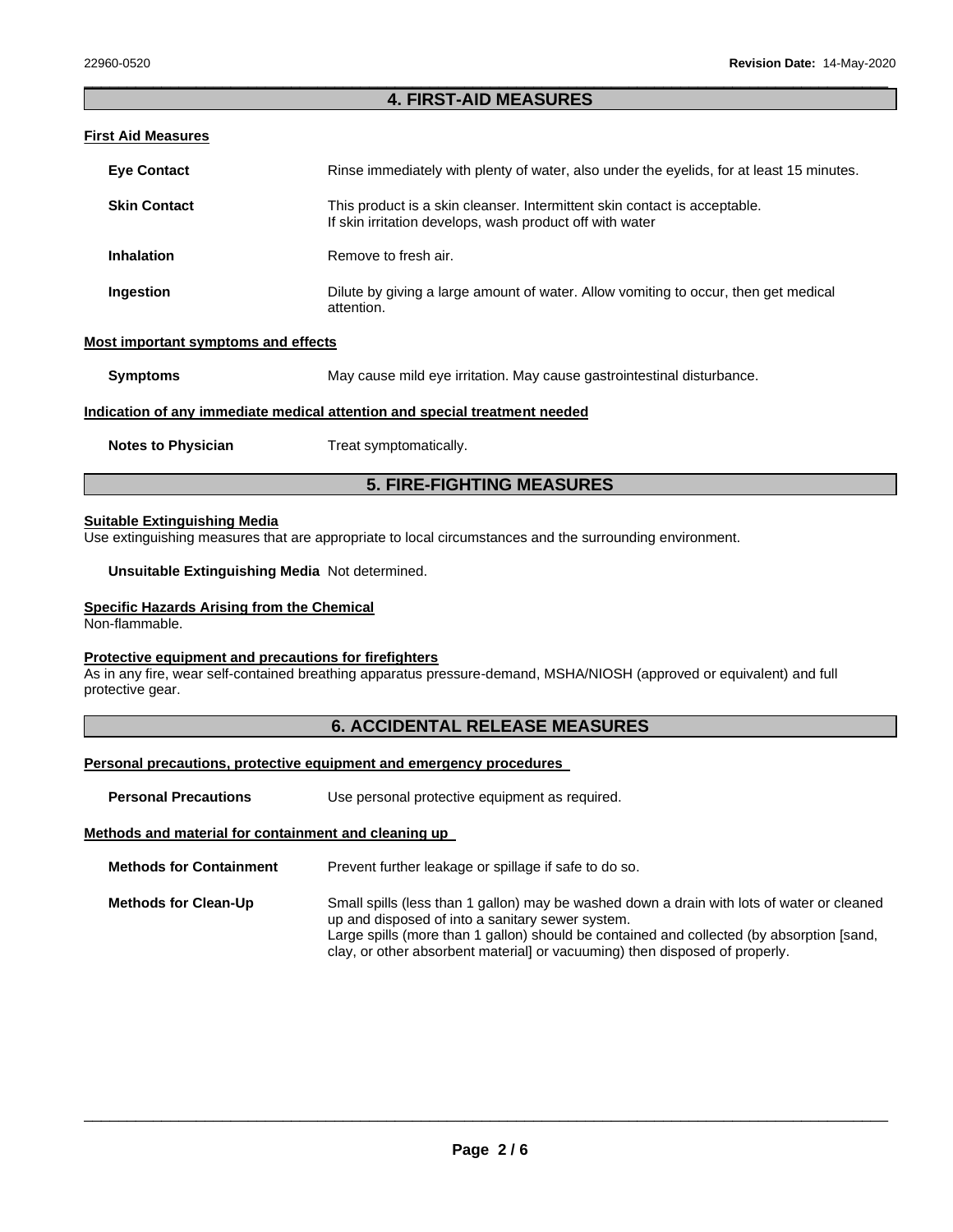## 4. FIRST-AID MEASURES

### First Aid Measures

**Eye Contact** Rinse immediately with plenty of water, also under the eyelids, for at least 15 minutes.

**Skin Contact** This product is a skin cleanser. Intermittent skin contact is acceptable. If skin irritation develops, wash product off with water

**Inhalation** Remove to fresh air.

**Ingestion** Dilute by giving a large amount of water. Allow vomiting to occur, then get medical attention.

### Most important symptoms and effects

**Symptoms** May cause mild eye irritation. May cause gastrointestinal disturbance.

### Indication of any immediate medical attention and special treatment needed

**Notes to Physician** Treat symptomatically.

## 5. FIRE-FIGHTING MEASURES

### Suitable Extinguishing Media

Use extinguishing measures that are appropriate to local circumstances and the surrounding environment.

**Unsuitable Extinguishing Media** Not determined.

### Specific Hazards Arising from the Chemical

Non-flammable.

### Protective equipment and precautions for firefighters

As in any fire, wear self-contained breathing apparatus pressure-demand, MSHA/NIOSH (approved or equivalent) and full protective gear.

## 6. ACCIDENTAL RELEASE MEASURES

### Personal precautions, protective equipment and emergency procedures

**Personal Precautions** Use personal protective equipment as required.

### Methods and material for containment and cleaning up

**Methods for Containment** Prevent further leakage or spillage if safe to do so.

**Methods for Clean-Up** Small spills (less than 1 gallon) may be washed down a drain with lots of water or cleaned up and disposed of into a sanitary sewer system.
Large spills (more than 1 gallon) should be contained and collected (by absorption [sand, clay, or other absorbent material] or vacuuming) then disposed of properly.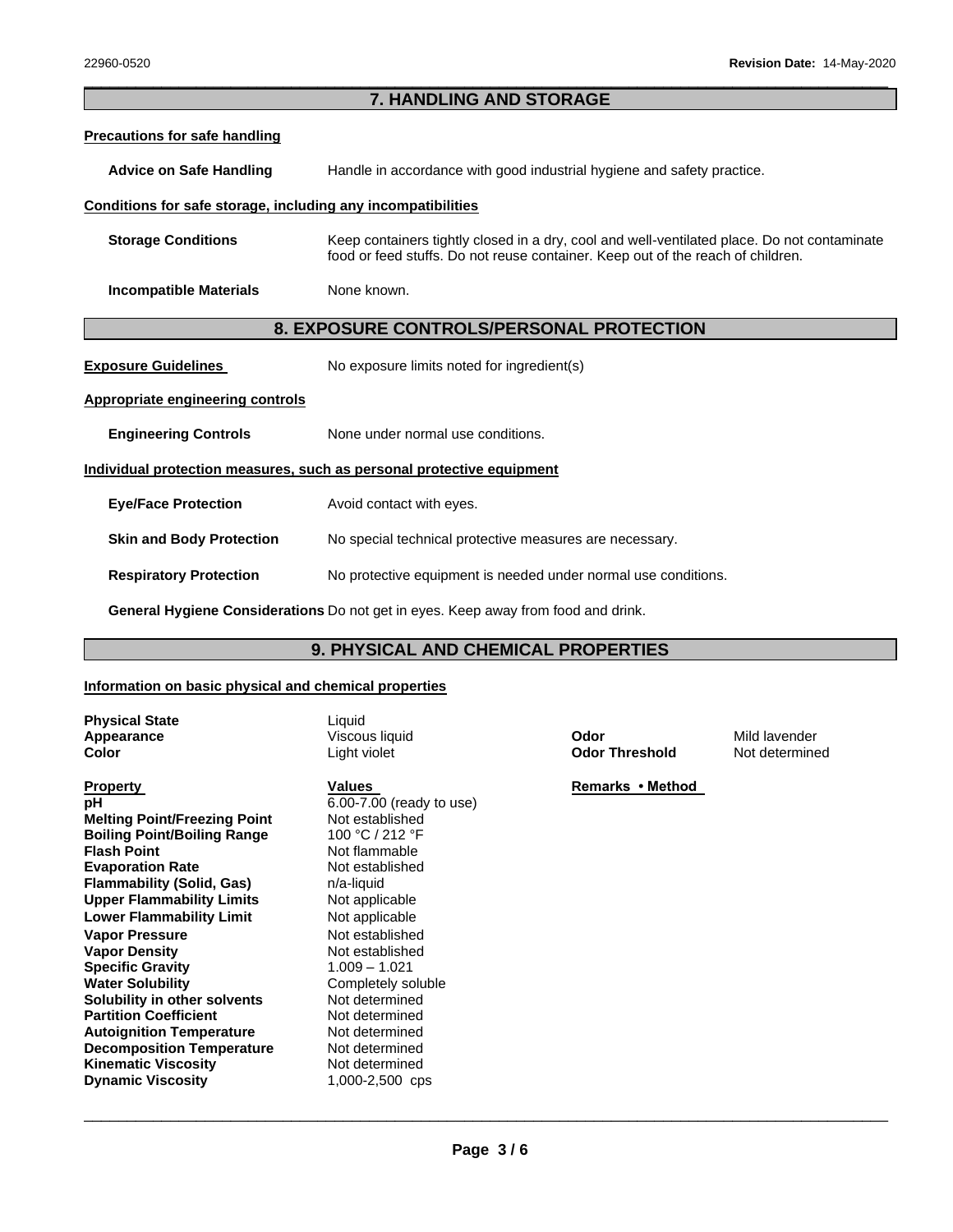## 7. HANDLING AND STORAGE

**Precations for safe handling**

**Advice on Safe Handling** Handle in accordance with good industrial hygiene and safety practice.

**Conditions for safe storage, including any incompatibilities**

**Storage Conditions** Keep containers tightly closed in a dry, cool and well-ventilated place. Do not contaminate food or feed stuffs. Do not reuse container. Keep out of the reach of children.

**Incompatible Materials** None known.

## 8. EXPOSURE CONTROLS/PERSONAL PROTECTION

**Exposure Guidelines** No exposure limits noted for ingredient(s)

**Appropriate engineering controls**

**Engineering Controls** None under normal use conditions.

**Individual protection measures, such as personal protective equipment**

**Eye/Face Protection** Avoid contact with eyes.

**Skin and Body Protection** No special technical protective measures are necessary.

**Respiratory Protection** No protective equipment is needed under normal use conditions.

**General Hygiene Considerations** Do not get in eyes. Keep away from food and drink.

## 9. PHYSICAL AND CHEMICAL PROPERTIES

**Information on basic physical and chemical properties**

**Physical State** Liquid
**Appearance** Viscous liquid
**Color** Light violet
**Odor** Mild lavender
**Odor Threshold** Not determined

| Property | Values | Remarks • Method |
|---|---|---|
| **pH** | 6.00-7.00 (ready to use) | |
| **Melting Point/Freezing Point** | Not established | |
| **Boiling Point/Boiling Range** | 100 °C / 212 °F | |
| **Flash Point** | Not flammable | |
| **Evaporation Rate** | Not established | |
| **Flammability (Solid, Gas)** | n/a-liquid | |
| **Upper Flammability Limits** | Not applicable | |
| **Lower Flammability Limit** | Not applicable | |
| **Vapor Pressure** | Not established | |
| **Vapor Density** | Not established | |
| **Specific Gravity** | 1.009 – 1.021 | |
| **Water Solubility** | Completely soluble | |
| **Solubility in other solvents** | Not determined | |
| **Partition Coefficient** | Not determined | |
| **Autoignition Temperature** | Not determined | |
| **Decomposition Temperature** | Not determined | |
| **Kinematic Viscosity** | Not determined | |
| **Dynamic Viscosity** | 1,000-2,500 cps | |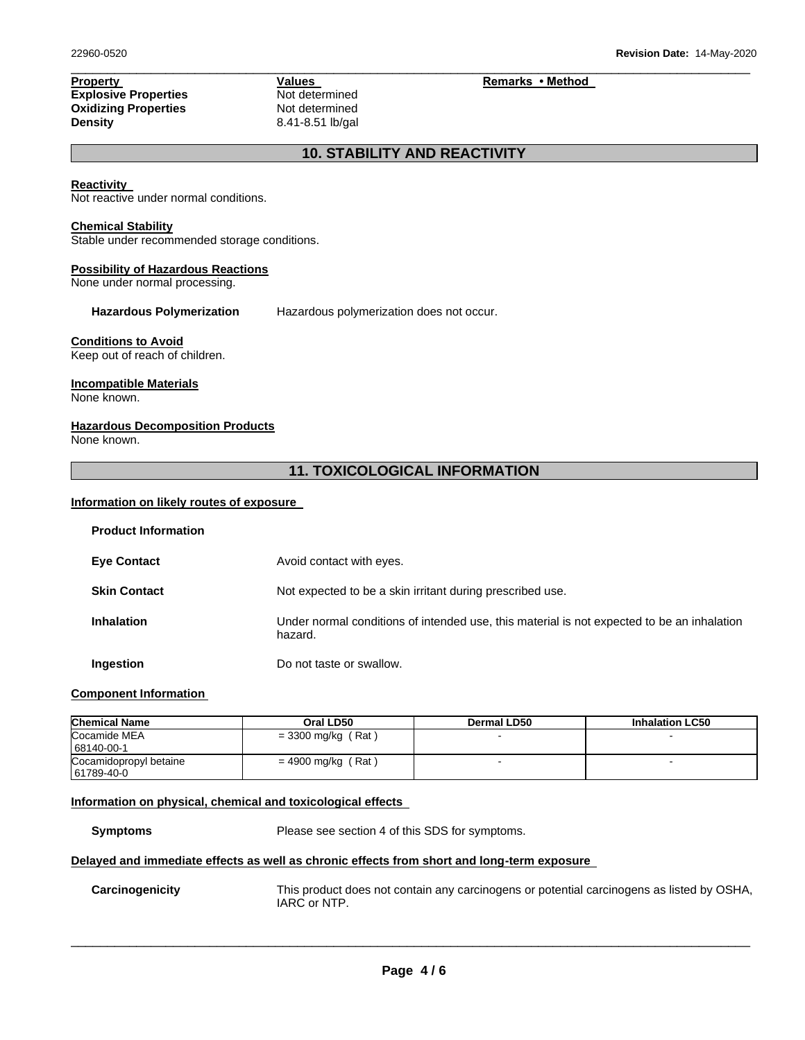| Property | Values | Remarks • Method |
|---|---|---|
| **Explosive Properties** | Not determined | |
| **Oxidizing Properties** | Not determined | |
| **Density** | 8.41-8.51 lb/gal | |

## 10. STABILITY AND REACTIVITY

**Reactivity**
Not reactive under normal conditions.

**Chemical Stability**
Stable under recommended storage conditions.

**Possibility of Hazardous Reactions**
None under normal processing.

**Hazardous Polymerization** Hazardous polymerization does not occur.

**Conditions to Avoid**
Keep out of reach of children.

**Incompatible Materials**
None known.

**Hazardous Decomposition Products**
None known.

## 11. TOXICOLOGICAL INFORMATION

**Information on likely routes of exposure**

**Product Information**

**Eye Contact** Avoid contact with eyes.

**Skin Contact** Not expected to be a skin irritant during prescribed use.

**Inhalation** Under normal conditions of intended use, this material is not expected to be an inhalation hazard.

**Ingestion** Do not taste or swallow.

**Component Information**

| Chemical Name | Oral LD50 | Dermal LD50 | Inhalation LC50 |
|---|---|---|---|
| Cocamide MEA<br>68140-00-1 | = 3300 mg/kg ( Rat ) | - | - |
| Cocamidopropyl betaine<br>61789-40-0 | = 4900 mg/kg ( Rat ) | - | - |

**Information on physical, chemical and toxicological effects**

**Symptoms** Please see section 4 of this SDS for symptoms.

**Delayed and immediate effects as well as chronic effects from short and long-term exposure**

**Carcinogenicity** This product does not contain any carcinogens or potential carcinogens as listed by OSHA, IARC or NTP.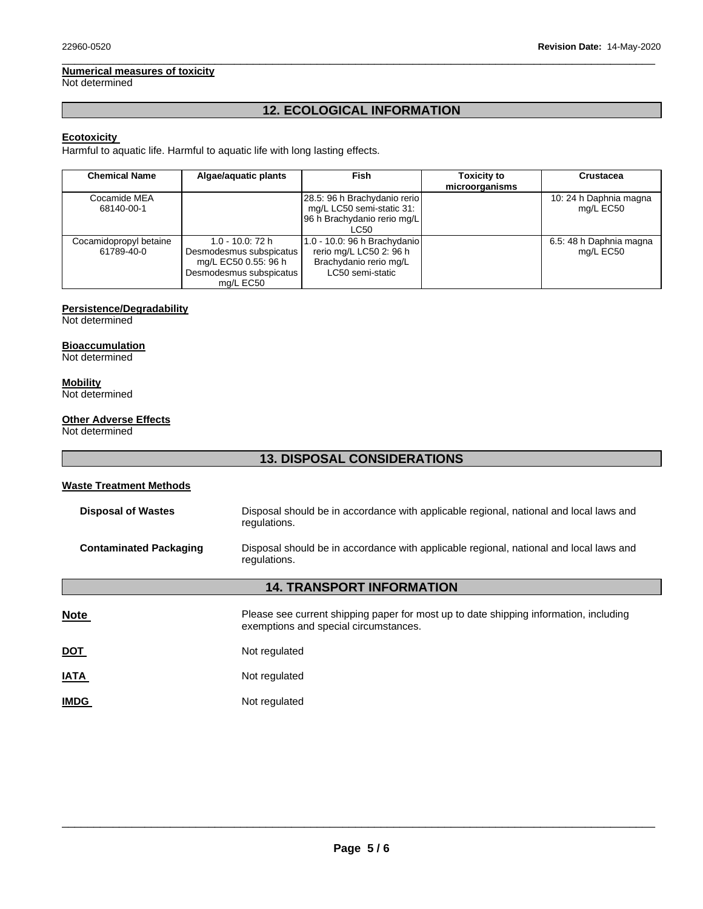**Numerical measures of toxicity**
Not determined

## 12. ECOLOGICAL INFORMATION

**Ecotoxicity**
Harmful to aquatic life. Harmful to aquatic life with long lasting effects.

| Chemical Name | Algae/aquatic plants | Fish | Toxicity to microorganisms | Crustacea |
|---|---|---|---|---|
| Cocamide MEA 68140-00-1 | | 28.5: 96 h Brachydanio rerio mg/L LC50 semi-static 31: 96 h Brachydanio rerio mg/L LC50 | | 10: 24 h Daphnia magna mg/L EC50 |
| Cocamidopropyl betaine 61789-40-0 | 1.0 - 10.0: 72 h Desmodesmus subspicatus mg/L EC50 0.55: 96 h Desmodesmus subspicatus mg/L EC50 | 1.0 - 10.0: 96 h Brachydanio rerio mg/L LC50 2: 96 h Brachydanio rerio mg/L LC50 semi-static | | 6.5: 48 h Daphnia magna mg/L EC50 |

**Persistence/Degradability**
Not determined

**Bioaccumulation**
Not determined

**Mobility**
Not determined

**Other Adverse Effects**
Not determined

## 13. DISPOSAL CONSIDERATIONS

**Waste Treatment Methods**

**Disposal of Wastes** Disposal should be in accordance with applicable regional, national and local laws and regulations.

**Contaminated Packaging** Disposal should be in accordance with applicable regional, national and local laws and regulations.

## 14. TRANSPORT INFORMATION

**Note** Please see current shipping paper for most up to date shipping information, including exemptions and special circumstances.

**DOT** Not regulated

**IATA** Not regulated

**IMDG** Not regulated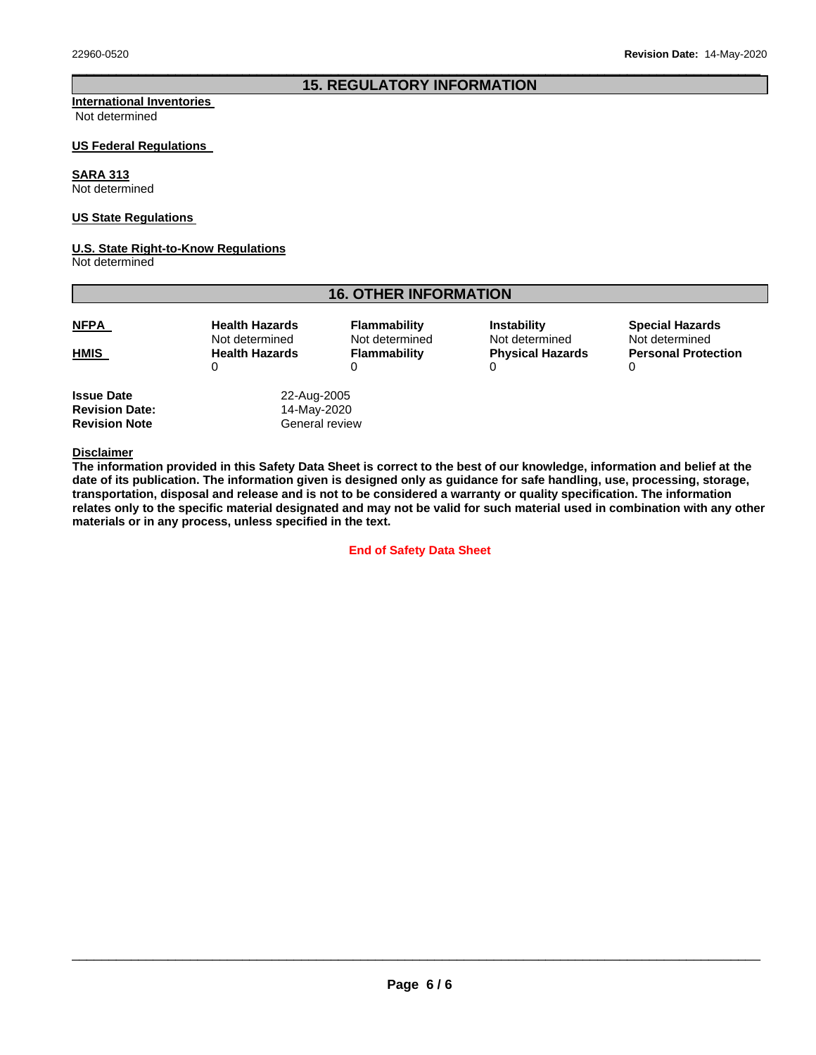## 15. REGULATORY INFORMATION

**International Inventories**
Not determined

**US Federal Regulations**

**SARA 313**
Not determined

**US State Regulations**

**U.S. State Right-to-Know Regulations**
Not determined

## 16. OTHER INFORMATION

| | | | | |
|---|---|---|---|---|
| **NFPA** | **Health Hazards**<br>Not determined | **Flammability**<br>Not determined | **Instability**<br>Not determined | **Special Hazards**<br>Not determined |
| **HMIS** | **Health Hazards**<br>0 | **Flammability**<br>0 | **Physical Hazards**<br>0 | **Personal Protection**<br>0 |

| | |
|---|---|
| **Issue Date** | 22-Aug-2005 |
| **Revision Date:** | 14-May-2020 |
| **Revision Note** | General review |

**Disclaimer**

**The information provided in this Safety Data Sheet is correct to the best of our knowledge, information and belief at the date of its publication. The information given is designed only as guidance for safe handling, use, processing, storage, transportation, disposal and release and is not to be considered a warranty or quality specification. The information relates only to the specific material designated and may not be valid for such material used in combination with any other materials or in any process, unless specified in the text.**

**End of Safety Data Sheet**